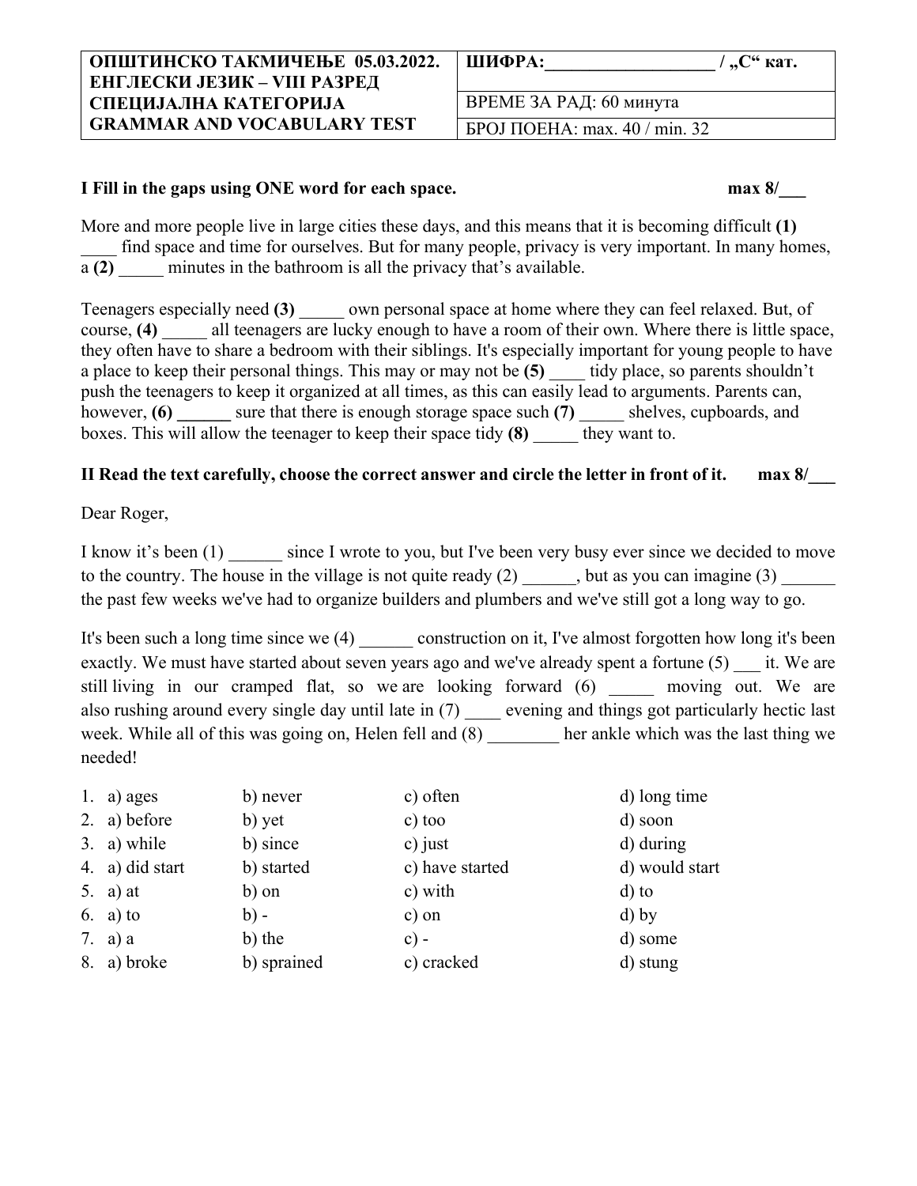| ОПШТИНСКО ТАКМИЧЕЊЕ 05.03.2022. ЕНГЛЕСКИ ЈЕЗИК – VIII РАЗРЕД СПЕЦИЈАЛНА КАТЕГОРИЈА GRAMMAR AND VOCABULARY TEST | ШИФРА:__________________ / „С“ кат. |
|---|---|
| | ВРЕМЕ ЗА РАД: 60 минута |
| | БРОЈ ПОЕНА: max. 40 / min. 32 |

**I Fill in the gaps using ONE word for each space.** **max 8/___**

More and more people live in large cities these days, and this means that it is becoming difficult **(1)** ____ find space and time for ourselves. But for many people, privacy is very important. In many homes, a **(2)** _____ minutes in the bathroom is all the privacy that's available.

Teenagers especially need **(3)** _____ own personal space at home where they can feel relaxed. But, of course, **(4)** _____ all teenagers are lucky enough to have a room of their own. Where there is little space, they often have to share a bedroom with their siblings. It's especially important for young people to have a place to keep their personal things. This may or may not be **(5)** ____ tidy place, so parents shouldn't push the teenagers to keep it organized at all times, as this can easily lead to arguments. Parents can, however, **(6) ______** sure that there is enough storage space such **(7)** _____ shelves, cupboards, and boxes. This will allow the teenager to keep their space tidy **(8)** _____ they want to.

**II Read the text carefully, choose the correct answer and circle the letter in front of it.** **max 8/___**

Dear Roger,

I know it's been (1) ______ since I wrote to you, but I've been very busy ever since we decided to move to the country. The house in the village is not quite ready (2) ______, but as you can imagine (3) ______ the past few weeks we've had to organize builders and plumbers and we've still got a long way to go.

It's been such a long time since we (4) ______ construction on it, I've almost forgotten how long it's been exactly. We must have started about seven years ago and we've already spent a fortune (5) ___ it. We are still living in our cramped flat, so we are looking forward (6) _____ moving out. We are also rushing around every single day until late in (7) ____ evening and things got particularly hectic last week. While all of this was going on, Helen fell and (8) ________ her ankle which was the last thing we needed!

| | a) | b) | c) | d) |
|---|---|---|---|---|
| 1. | a) ages | b) never | c) often | d) long time |
| 2. | a) before | b) yet | c) too | d) soon |
| 3. | a) while | b) since | c) just | d) during |
| 4. | a) did start | b) started | c) have started | d) would start |
| 5. | a) at | b) on | c) with | d) to |
| 6. | a) to | b) - | c) on | d) by |
| 7. | a) a | b) the | c) - | d) some |
| 8. | a) broke | b) sprained | c) cracked | d) stung |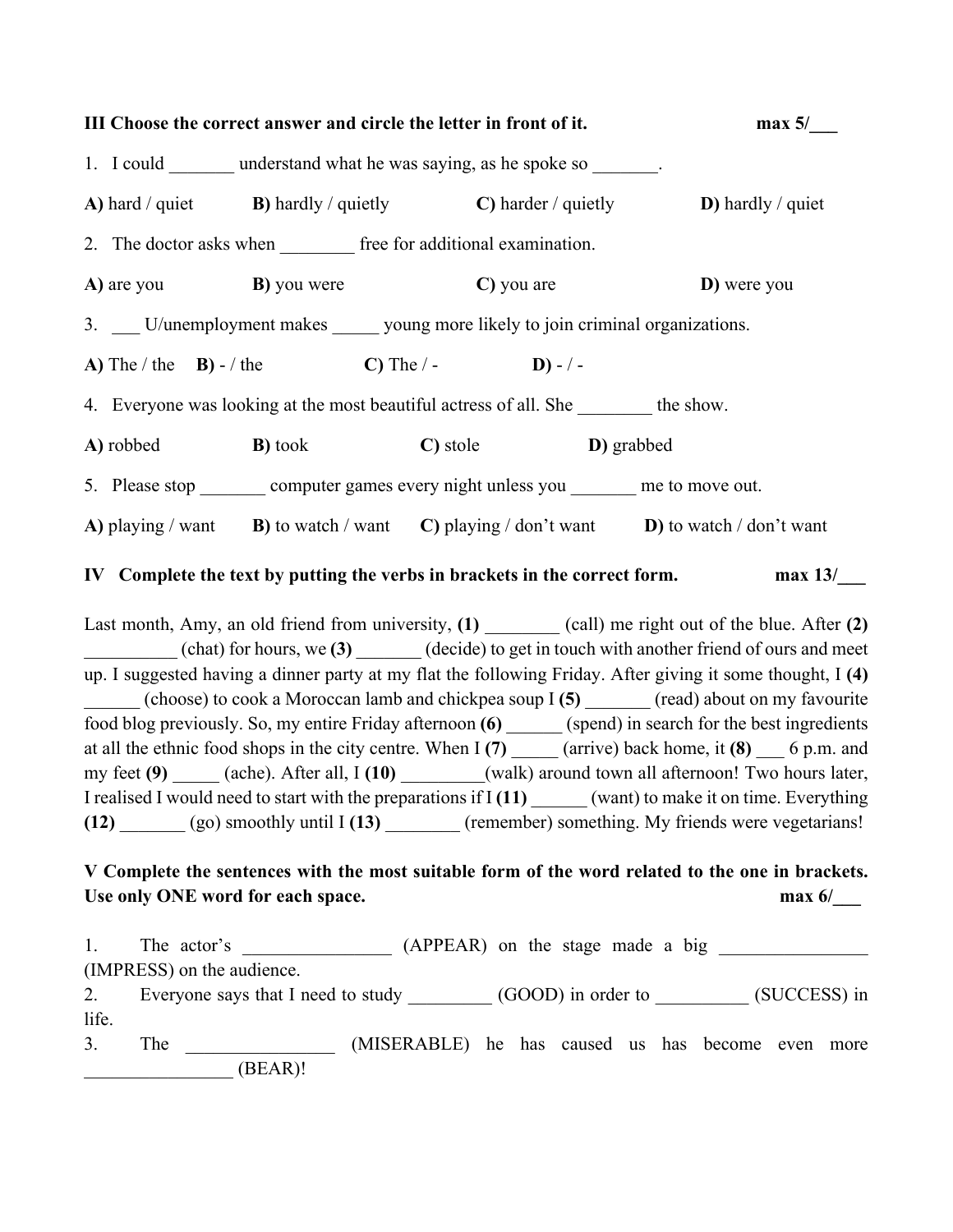**III Choose the correct answer and circle the letter in front of it.** **max 5/___**

1. I could _______ understand what he was saying, as he spoke so _______.

**A)** hard / quiet **B)** hardly / quietly **C)** harder / quietly **D)** hardly / quiet

2. The doctor asks when ________ free for additional examination.

**A)** are you **B)** you were **C)** you are **D)** were you

3. ___ U/unemployment makes _____ young more likely to join criminal organizations.

**A)** The / the **B)** - / the **C)** The / - **D)** - / -

4. Everyone was looking at the most beautiful actress of all. She ________ the show.

**A)** robbed **B)** took **C)** stole **D)** grabbed

5. Please stop _______ computer games every night unless you _______ me to move out.

**A)** playing / want **B)** to watch / want **C)** playing / don't want **D)** to watch / don't want

**IV Complete the text by putting the verbs in brackets in the correct form.** **max 13/___**

Last month, Amy, an old friend from university, **(1)** ________ (call) me right out of the blue. After **(2)** __________ (chat) for hours, we **(3)** _______ (decide) to get in touch with another friend of ours and meet up. I suggested having a dinner party at my flat the following Friday. After giving it some thought, I **(4)** ______ (choose) to cook a Moroccan lamb and chickpea soup I **(5)** _______ (read) about on my favourite food blog previously. So, my entire Friday afternoon **(6)** ______ (spend) in search for the best ingredients at all the ethnic food shops in the city centre. When I **(7)** _____ (arrive) back home, it **(8)** ___ 6 p.m. and my feet **(9)** _____ (ache). After all, I **(10)** _________(walk) around town all afternoon! Two hours later, I realised I would need to start with the preparations if I **(11)** ______ (want) to make it on time. Everything **(12)** _______ (go) smoothly until I **(13)** ________ (remember) something. My friends were vegetarians!

**V Complete the sentences with the most suitable form of the word related to the one in brackets. Use only ONE word for each space.** **max 6/___**

1. The actor's ________________ (APPEAR) on the stage made a big ________________ (IMPRESS) on the audience.
2. Everyone says that I need to study _________ (GOOD) in order to __________ (SUCCESS) in life.
3. The ________________ (MISERABLE) he has caused us has become even more ________________ (BEAR)!